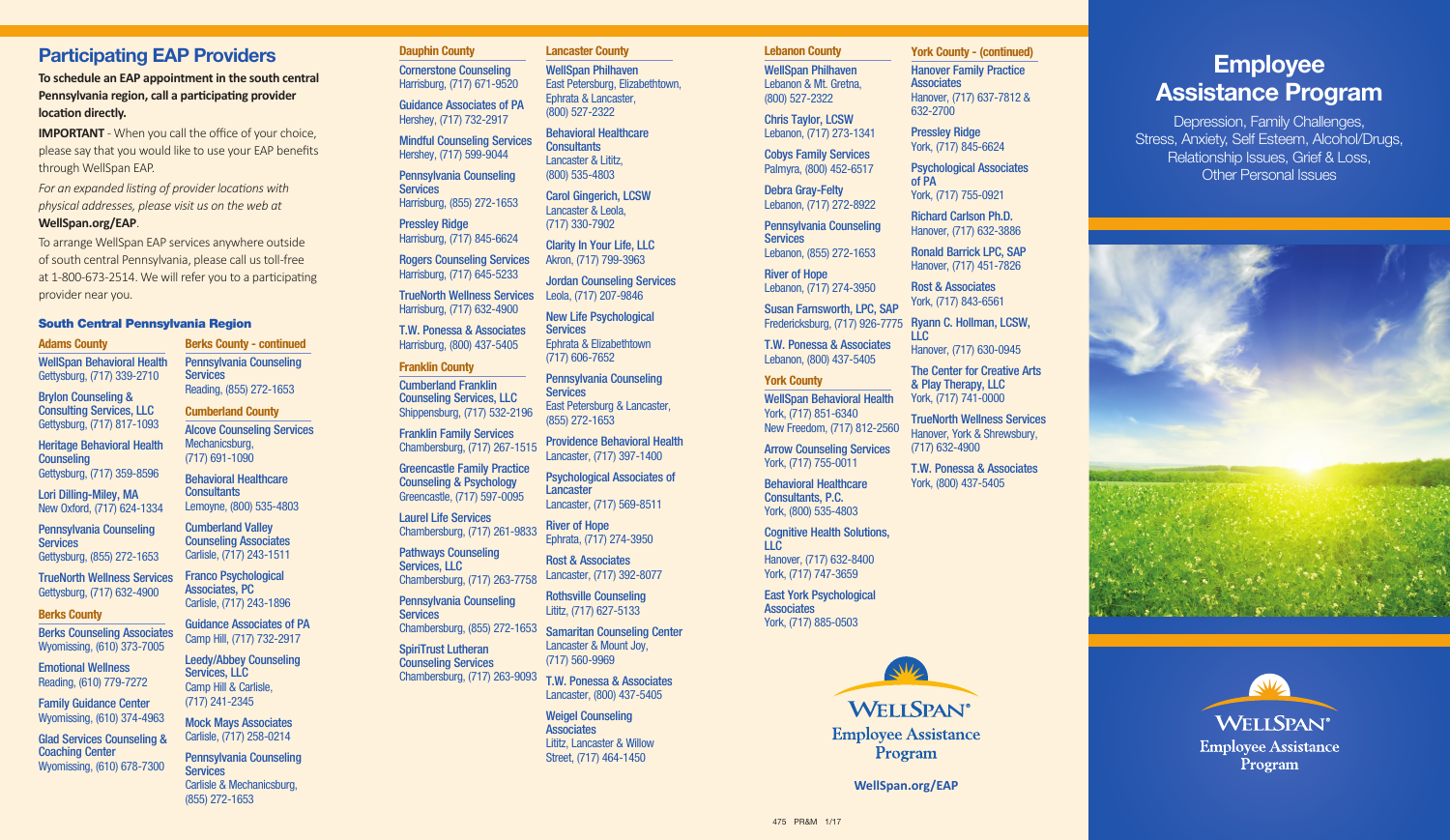## Participating EAP Providers

**To schedule an EAP appointment in the south central Pennsylvania region, call a participating provider location directly.**

**IMPORTANT** - When you call the office of your choice, please say that you would like to use your EAP benefits through WellSpan EAP.

*For an expanded listing of provider locations with physical addresses, please visit us on the web at* **WellSpan.org/EAP**.

To arrange WellSpan EAP services anywhere outside of south central Pennsylvania, please call us toll-free at 1-800-673-2514. We will refer you to a participating provider near you.

### South Central Pennsylvania Region

**Adams County**

**WellSpan Behavioral Health**
Gettysburg, (717) 339-2710

**Brylon Counseling & Consulting Services, LLC**
Gettysburg, (717) 817-1093

**Heritage Behavioral Health Counseling**
Gettysburg, (717) 359-8596

**Lori Dilling-Miley, MA**
New Oxford, (717) 624-1334

**Pennsylvania Counseling Services**
Gettysburg, (855) 272-1653

**TrueNorth Wellness Services**
Gettysburg, (717) 632-4900

**Berks County**

**Berks Counseling Associates**
Wyomissing, (610) 373-7005

**Emotional Wellness**
Reading, (610) 779-7272

**Family Guidance Center**
Wyomissing, (610) 374-4963

**Glad Services Counseling & Coaching Center**
Wyomissing, (610) 678-7300

**Berks County - continued**

**Pennsylvania Counseling Services**
Reading, (855) 272-1653

**Cumberland County**

**Alcove Counseling Services**
Mechanicsburg, (717) 691-1090

**Behavioral Healthcare Consultants**
Lemoyne, (800) 535-4803

**Cumberland Valley Counseling Associates**
Carlisle, (717) 243-1511

**Franco Psychological Associates, PC**
Carlisle, (717) 243-1896

**Guidance Associates of PA**
Camp Hill, (717) 732-2917

**Leedy/Abbey Counseling Services, LLC**
Camp Hill & Carlisle, (717) 241-2345

**Mock Mays Associates**
Carlisle, (717) 258-0214

**Pennsylvania Counseling Services**
Carlisle & Mechanicsburg, (855) 272-1653

**Dauphin County**

**Cornerstone Counseling**
Harrisburg, (717) 671-9520

**Guidance Associates of PA**
Hershey, (717) 732-2917

**Mindful Counseling Services**
Hershey, (717) 599-9044

**Pennsylvania Counseling Services**
Harrisburg, (855) 272-1653

**Pressley Ridge**
Harrisburg, (717) 845-6624

**Rogers Counseling Services**
Harrisburg, (717) 645-5233

**TrueNorth Wellness Services**
Harrisburg, (717) 632-4900

**T.W. Ponessa & Associates**
Harrisburg, (800) 437-5405

**Franklin County**

**Cumberland Franklin Counseling Services, LLC**
Shippensburg, (717) 532-2196

**Franklin Family Services**
Chambersburg, (717) 267-1515

**Greencastle Family Practice Counseling & Psychology**
Greencastle, (717) 597-0095

**Laurel Life Services**
Chambersburg, (717) 261-9833

**Pathways Counseling Services, LLC**
Chambersburg, (717) 263-7758

**Pennsylvania Counseling Services**
Chambersburg, (855) 272-1653

**SpiriTrust Lutheran Counseling Services**
Chambersburg, (717) 263-9093

**Lancaster County**

**WellSpan Philhaven**
East Petersburg, Elizabethtown, Ephrata & Lancaster, (800) 527-2322

**Behavioral Healthcare Consultants**
Lancaster & Lititz, (800) 535-4803

**Carol Gingerich, LCSW**
Lancaster & Leola, (717) 330-7902

**Clarity In Your Life, LLC**
Akron, (717) 799-3963

**Jordan Counseling Services**
Leola, (717) 207-9846

**New Life Psychological Services**
Ephrata & Elizabethtown (717) 606-7652

**Pennsylvania Counseling Services**
East Petersburg & Lancaster, (855) 272-1653

**Providence Behavioral Health**
Lancaster, (717) 397-1400

**Psychological Associates of Lancaster**
Lancaster, (717) 569-8511

**River of Hope**
Ephrata, (717) 274-3950

**Rost & Associates**
Lancaster, (717) 392-8077

**Rothsville Counseling**
Lititz, (717) 627-5133

**Samaritan Counseling Center**
Lancaster & Mount Joy, (717) 560-9969

**T.W. Ponessa & Associates**
Lancaster, (800) 437-5405

**Weigel Counseling Associates**
Lititz, Lancaster & Willow Street, (717) 464-1450

**Lebanon County**

**WellSpan Philhaven**
Lebanon & Mt. Gretna, (800) 527-2322

**Chris Taylor, LCSW**
Lebanon, (717) 273-1341

**Cobys Family Services**
Palmyra, (800) 452-6517

**Debra Gray-Felty**
Lebanon, (717) 272-8922

**Pennsylvania Counseling Services**
Lebanon, (855) 272-1653

**River of Hope**
Lebanon, (717) 274-3950

**Susan Farnsworth, LPC, SAP**
Fredericksburg, (717) 926-7775

**T.W. Ponessa & Associates**
Lebanon, (800) 437-5405

**York County**

**WellSpan Behavioral Health**
York, (717) 851-6340
New Freedom, (717) 812-2560

**Arrow Counseling Services**
York, (717) 755-0011

**Behavioral Healthcare Consultants, P.C.**
York, (800) 535-4803

**Cognitive Health Solutions, LLC**
Hanover, (717) 632-8400
York, (717) 747-3659

**East York Psychological Associates**
York, (717) 885-0503

**York County - (continued)**

**Hanover Family Practice Associates**
Hanover, (717) 637-7812 & 632-2700

**Pressley Ridge**
York, (717) 845-6624

**Psychological Associates of PA**
York, (717) 755-0921

**Richard Carlson Ph.D.**
Hanover, (717) 632-3886

**Ronald Barrick LPC, SAP**
Hanover, (717) 451-7826

**Rost & Associates**
York, (717) 843-6561

**Ryann C. Hollman, LCSW, LLC**
Hanover, (717) 630-0945

**The Center for Creative Arts & Play Therapy, LLC**
York, (717) 741-0000

**TrueNorth Wellness Services**
Hanover, York & Shrewsbury, (717) 632-4900

**T.W. Ponessa & Associates**
York, (800) 437-5405

WellSpan® Employee Assistance Program

**WellSpan.org/EAP**

475 PR&M 1/17

# Employee Assistance Program

Depression, Family Challenges, Stress, Anxiety, Self Esteem, Alcohol/Drugs, Relationship Issues, Grief & Loss, Other Personal Issues

WellSpan® Employee Assistance Program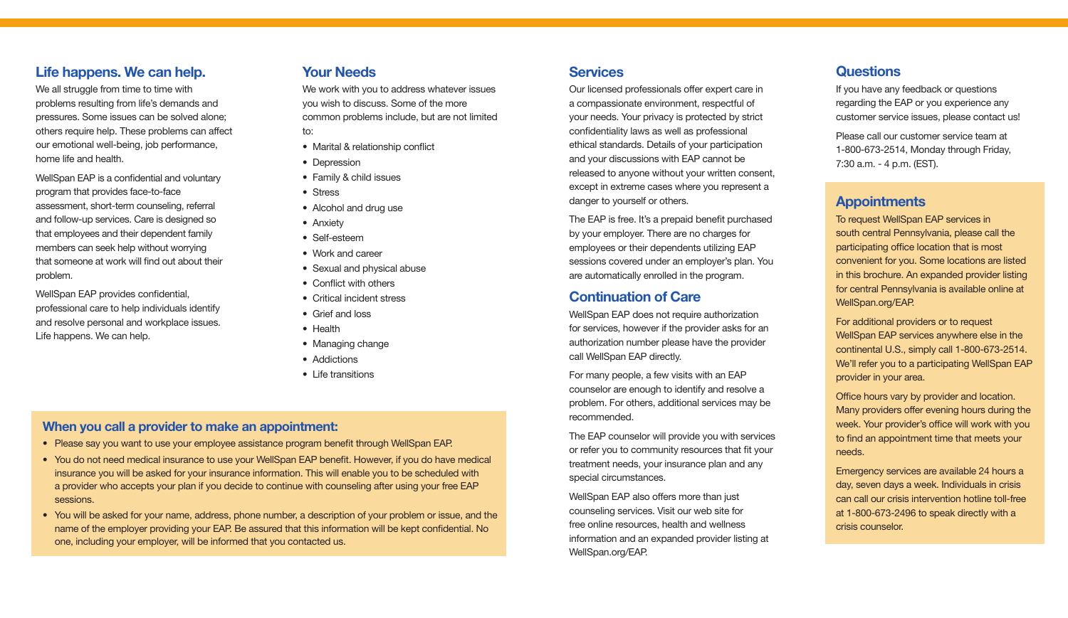## Life happens. We can help.

We all struggle from time to time with problems resulting from life's demands and pressures. Some issues can be solved alone; others require help. These problems can affect our emotional well-being, job performance, home life and health.

WellSpan EAP is a confidential and voluntary program that provides face-to-face assessment, short-term counseling, referral and follow-up services. Care is designed so that employees and their dependent family members can seek help without worrying that someone at work will find out about their problem.

WellSpan EAP provides confidential, professional care to help individuals identify and resolve personal and workplace issues. Life happens. We can help.

## Your Needs

We work with you to address whatever issues you wish to discuss. Some of the more common problems include, but are not limited to:

- Marital & relationship conflict
- Depression
- Family & child issues
- Stress
- Alcohol and drug use
- Anxiety
- Self-esteem
- Work and career
- Sexual and physical abuse
- Conflict with others
- Critical incident stress
- Grief and loss
- Health
- Managing change
- Addictions
- Life transitions

## When you call a provider to make an appointment:

- Please say you want to use your employee assistance program benefit through WellSpan EAP.
- You do not need medical insurance to use your WellSpan EAP benefit. However, if you do have medical insurance you will be asked for your insurance information. This will enable you to be scheduled with a provider who accepts your plan if you decide to continue with counseling after using your free EAP sessions.
- You will be asked for your name, address, phone number, a description of your problem or issue, and the name of the employer providing your EAP. Be assured that this information will be kept confidential. No one, including your employer, will be informed that you contacted us.

## Services

Our licensed professionals offer expert care in a compassionate environment, respectful of your needs. Your privacy is protected by strict confidentiality laws as well as professional ethical standards. Details of your participation and your discussions with EAP cannot be released to anyone without your written consent, except in extreme cases where you represent a danger to yourself or others.

The EAP is free. It's a prepaid benefit purchased by your employer. There are no charges for employees or their dependents utilizing EAP sessions covered under an employer's plan. You are automatically enrolled in the program.

## Continuation of Care

WellSpan EAP does not require authorization for services, however if the provider asks for an authorization number please have the provider call WellSpan EAP directly.

For many people, a few visits with an EAP counselor are enough to identify and resolve a problem. For others, additional services may be recommended.

The EAP counselor will provide you with services or refer you to community resources that fit your treatment needs, your insurance plan and any special circumstances.

WellSpan EAP also offers more than just counseling services. Visit our web site for free online resources, health and wellness information and an expanded provider listing at WellSpan.org/EAP.

## Questions

If you have any feedback or questions regarding the EAP or you experience any customer service issues, please contact us!

Please call our customer service team at 1-800-673-2514, Monday through Friday, 7:30 a.m. - 4 p.m. (EST).

## Appointments

To request WellSpan EAP services in south central Pennsylvania, please call the participating office location that is most convenient for you. Some locations are listed in this brochure. An expanded provider listing for central Pennsylvania is available online at WellSpan.org/EAP.

For additional providers or to request WellSpan EAP services anywhere else in the continental U.S., simply call 1-800-673-2514. We'll refer you to a participating WellSpan EAP provider in your area.

Office hours vary by provider and location. Many providers offer evening hours during the week. Your provider's office will work with you to find an appointment time that meets your needs.

Emergency services are available 24 hours a day, seven days a week. Individuals in crisis can call our crisis intervention hotline toll-free at 1-800-673-2496 to speak directly with a crisis counselor.